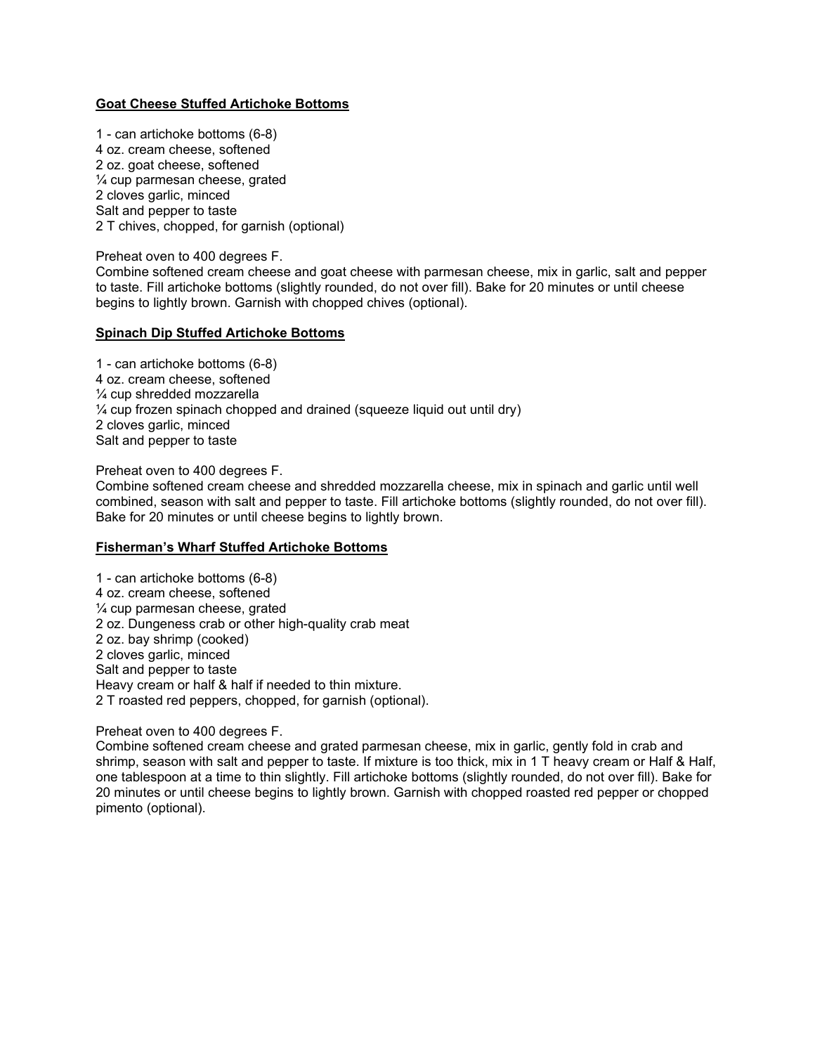**Goat Cheese Stuffed Artichoke Bottoms**

1 - can artichoke bottoms (6-8)
4 oz. cream cheese, softened
2 oz. goat cheese, softened
¼ cup parmesan cheese, grated
2 cloves garlic, minced
Salt and pepper to taste
2 T chives, chopped, for garnish (optional)

Preheat oven to 400 degrees F.
Combine softened cream cheese and goat cheese with parmesan cheese, mix in garlic, salt and pepper to taste. Fill artichoke bottoms (slightly rounded, do not over fill). Bake for 20 minutes or until cheese begins to lightly brown. Garnish with chopped chives (optional).

**Spinach Dip Stuffed Artichoke Bottoms**

1 - can artichoke bottoms (6-8)
4 oz. cream cheese, softened
¼ cup shredded mozzarella
¼ cup frozen spinach chopped and drained (squeeze liquid out until dry)
2 cloves garlic, minced
Salt and pepper to taste

Preheat oven to 400 degrees F.
Combine softened cream cheese and shredded mozzarella cheese, mix in spinach and garlic until well combined, season with salt and pepper to taste. Fill artichoke bottoms (slightly rounded, do not over fill). Bake for 20 minutes or until cheese begins to lightly brown.

**Fisherman's Wharf Stuffed Artichoke Bottoms**

1 - can artichoke bottoms (6-8)
4 oz. cream cheese, softened
¼ cup parmesan cheese, grated
2 oz. Dungeness crab or other high-quality crab meat
2 oz. bay shrimp (cooked)
2 cloves garlic, minced
Salt and pepper to taste
Heavy cream or half & half if needed to thin mixture.
2 T roasted red peppers, chopped, for garnish (optional).

Preheat oven to 400 degrees F.
Combine softened cream cheese and grated parmesan cheese, mix in garlic, gently fold in crab and shrimp, season with salt and pepper to taste. If mixture is too thick, mix in 1 T heavy cream or Half & Half, one tablespoon at a time to thin slightly. Fill artichoke bottoms (slightly rounded, do not over fill). Bake for 20 minutes or until cheese begins to lightly brown. Garnish with chopped roasted red pepper or chopped pimento (optional).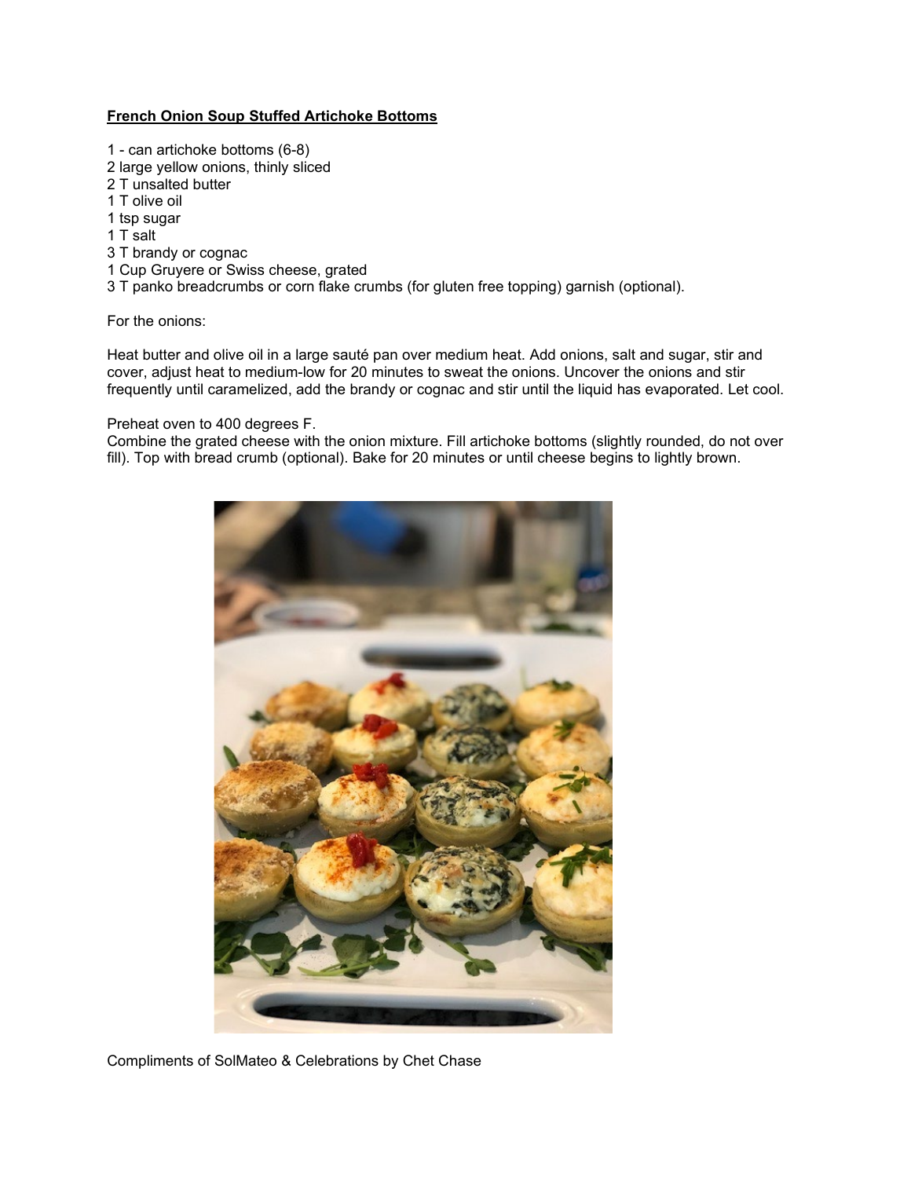**French Onion Soup Stuffed Artichoke Bottoms**

1 - can artichoke bottoms (6-8)
2 large yellow onions, thinly sliced
2 T unsalted butter
1 T olive oil
1 tsp sugar
1 T salt
3 T brandy or cognac
1 Cup Gruyere or Swiss cheese, grated
3 T panko breadcrumbs or corn flake crumbs (for gluten free topping) garnish (optional).

For the onions:

Heat butter and olive oil in a large sauté pan over medium heat. Add onions, salt and sugar, stir and cover, adjust heat to medium-low for 20 minutes to sweat the onions. Uncover the onions and stir frequently until caramelized, add the brandy or cognac and stir until the liquid has evaporated. Let cool.

Preheat oven to 400 degrees F.
Combine the grated cheese with the onion mixture. Fill artichoke bottoms (slightly rounded, do not over fill). Top with bread crumb (optional). Bake for 20 minutes or until cheese begins to lightly brown.

Compliments of SolMateo & Celebrations by Chet Chase